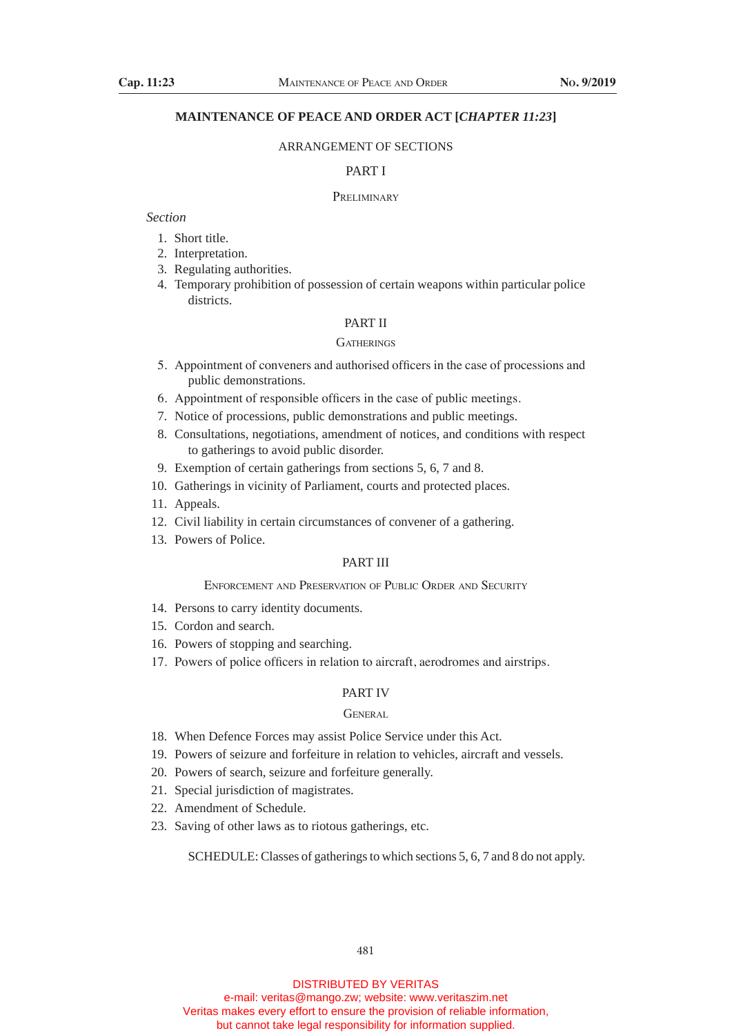# MAINTENANCE OF PEACE AND ORDER ACT [*CHAPTER 11:23*]

ARRANGEMENT OF SECTIONS

## PART I

### PRELIMINARY

*Section*

1. Short title.
2. Interpretation.
3. Regulating authorities.
4. Temporary prohibition of possession of certain weapons within particular police districts.

## PART II

### GATHERINGS

5. Appointment of conveners and authorised officers in the case of processions and public demonstrations.
6. Appointment of responsible officers in the case of public meetings.
7. Notice of processions, public demonstrations and public meetings.
8. Consultations, negotiations, amendment of notices, and conditions with respect to gatherings to avoid public disorder.
9. Exemption of certain gatherings from sections 5, 6, 7 and 8.
10. Gatherings in vicinity of Parliament, courts and protected places.
11. Appeals.
12. Civil liability in certain circumstances of convener of a gathering.
13. Powers of Police.

## PART III

### ENFORCEMENT AND PRESERVATION OF PUBLIC ORDER AND SECURITY

14. Persons to carry identity documents.
15. Cordon and search.
16. Powers of stopping and searching.
17. Powers of police officers in relation to aircraft, aerodromes and airstrips.

## PART IV

### GENERAL

18. When Defence Forces may assist Police Service under this Act.
19. Powers of seizure and forfeiture in relation to vehicles, aircraft and vessels.
20. Powers of search, seizure and forfeiture generally.
21. Special jurisdiction of magistrates.
22. Amendment of Schedule.
23. Saving of other laws as to riotous gatherings, etc.

SCHEDULE: Classes of gatherings to which sections 5, 6, 7 and 8 do not apply.

DISTRIBUTED BY VERITAS
e-mail: veritas@mango.zw; website: www.veritaszim.net
Veritas makes every effort to ensure the provision of reliable information,
but cannot take legal responsibility for information supplied.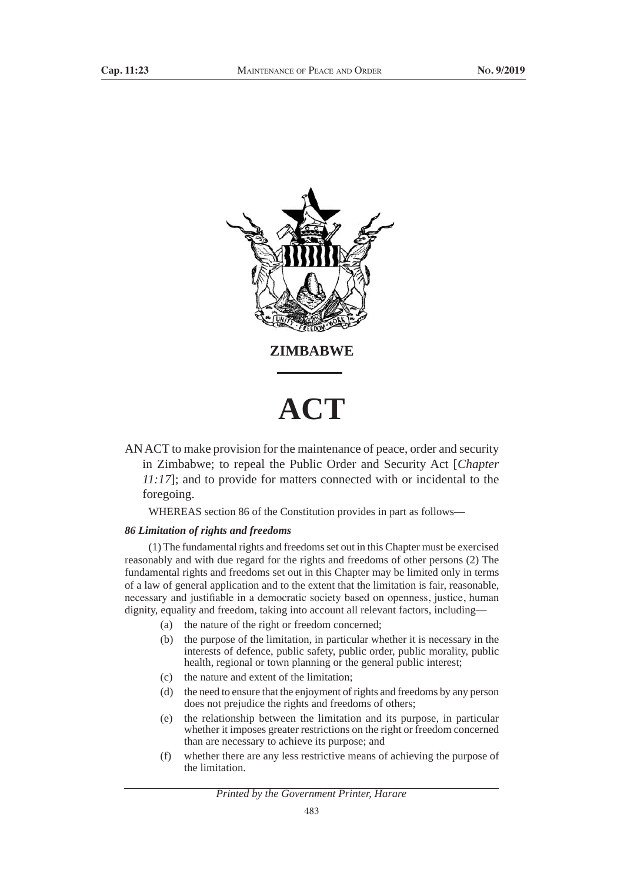**ZIMBABWE**

# ACT

AN ACT to make provision for the maintenance of peace, order and security in Zimbabwe; to repeal the Public Order and Security Act [*Chapter 11:17*]; and to provide for matters connected with or incidental to the foregoing.

WHEREAS section 86 of the Constitution provides in part as follows—

***86 Limitation of rights and freedoms***

(1) The fundamental rights and freedoms set out in this Chapter must be exercised reasonably and with due regard for the rights and freedoms of other persons (2) The fundamental rights and freedoms set out in this Chapter may be limited only in terms of a law of general application and to the extent that the limitation is fair, reasonable, necessary and justifiable in a democratic society based on openness, justice, human dignity, equality and freedom, taking into account all relevant factors, including—

(a) the nature of the right or freedom concerned;

(b) the purpose of the limitation, in particular whether it is necessary in the interests of defence, public safety, public order, public morality, public health, regional or town planning or the general public interest;

(c) the nature and extent of the limitation;

(d) the need to ensure that the enjoyment of rights and freedoms by any person does not prejudice the rights and freedoms of others;

(e) the relationship between the limitation and its purpose, in particular whether it imposes greater restrictions on the right or freedom concerned than are necessary to achieve its purpose; and

(f) whether there are any less restrictive means of achieving the purpose of the limitation.

*Printed by the Government Printer, Harare*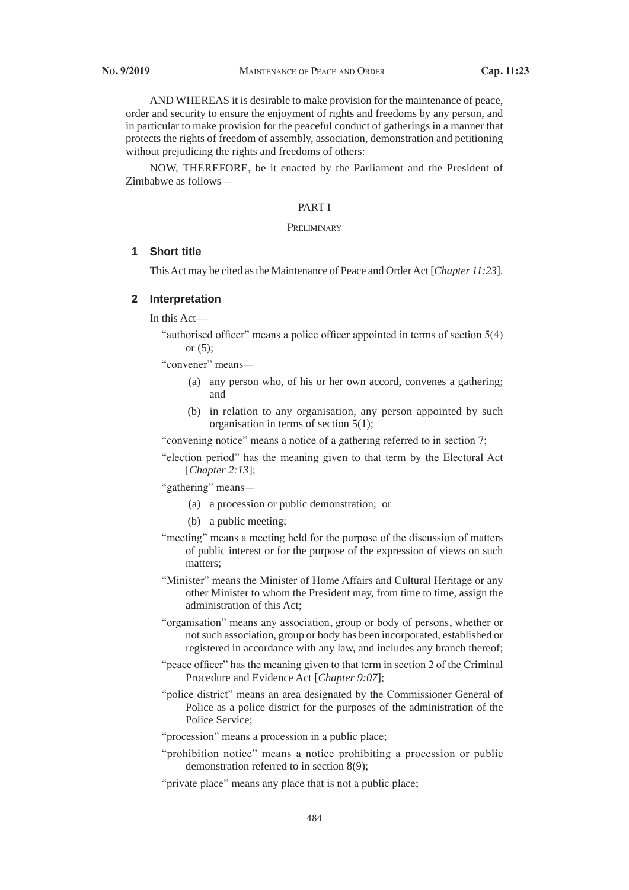AND WHEREAS it is desirable to make provision for the maintenance of peace, order and security to ensure the enjoyment of rights and freedoms by any person, and in particular to make provision for the peaceful conduct of gatherings in a manner that protects the rights of freedom of assembly, association, demonstration and petitioning without prejudicing the rights and freedoms of others:

NOW, THEREFORE, be it enacted by the Parliament and the President of Zimbabwe as follows—

## PART I

### PRELIMINARY

### 1 Short title

This Act may be cited as the Maintenance of Peace and Order Act [*Chapter 11:23*].

### 2 Interpretation

In this Act—

"authorised officer" means a police officer appointed in terms of section 5(4) or (5);

"convener" means—

(a) any person who, of his or her own accord, convenes a gathering; and

(b) in relation to any organisation, any person appointed by such organisation in terms of section 5(1);

"convening notice" means a notice of a gathering referred to in section 7;

"election period" has the meaning given to that term by the Electoral Act [*Chapter 2:13*];

"gathering" means—

(a) a procession or public demonstration; or

(b) a public meeting;

"meeting" means a meeting held for the purpose of the discussion of matters of public interest or for the purpose of the expression of views on such matters;

"Minister" means the Minister of Home Affairs and Cultural Heritage or any other Minister to whom the President may, from time to time, assign the administration of this Act;

"organisation" means any association, group or body of persons, whether or not such association, group or body has been incorporated, established or registered in accordance with any law, and includes any branch thereof;

"peace officer" has the meaning given to that term in section 2 of the Criminal Procedure and Evidence Act [*Chapter 9:07*];

"police district" means an area designated by the Commissioner General of Police as a police district for the purposes of the administration of the Police Service;

"procession" means a procession in a public place;

"prohibition notice" means a notice prohibiting a procession or public demonstration referred to in section 8(9);

"private place" means any place that is not a public place;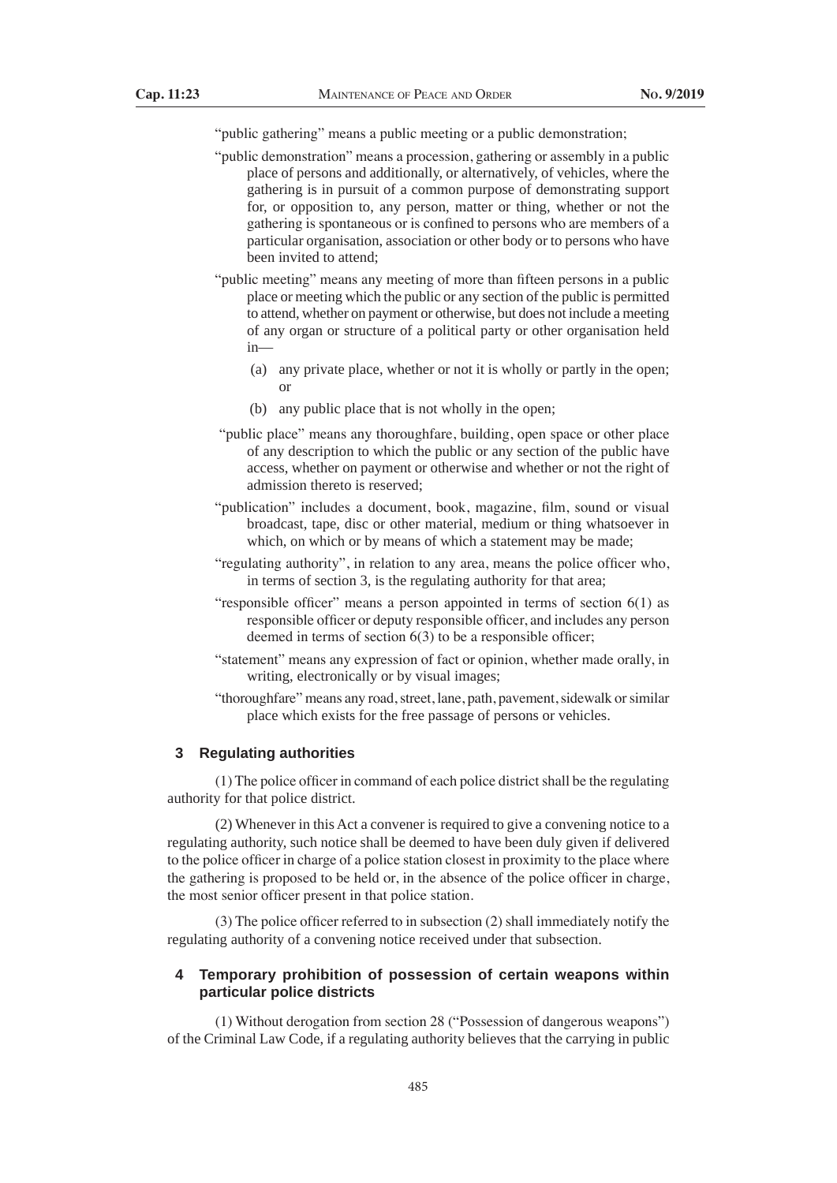"public gathering" means a public meeting or a public demonstration;

"public demonstration" means a procession, gathering or assembly in a public place of persons and additionally, or alternatively, of vehicles, where the gathering is in pursuit of a common purpose of demonstrating support for, or opposition to, any person, matter or thing, whether or not the gathering is spontaneous or is confined to persons who are members of a particular organisation, association or other body or to persons who have been invited to attend;

"public meeting" means any meeting of more than fifteen persons in a public place or meeting which the public or any section of the public is permitted to attend, whether on payment or otherwise, but does not include a meeting of any organ or structure of a political party or other organisation held in—

(a) any private place, whether or not it is wholly or partly in the open; or

(b) any public place that is not wholly in the open;

"public place" means any thoroughfare, building, open space or other place of any description to which the public or any section of the public have access, whether on payment or otherwise and whether or not the right of admission thereto is reserved;

"publication" includes a document, book, magazine, film, sound or visual broadcast, tape, disc or other material, medium or thing whatsoever in which, on which or by means of which a statement may be made;

"regulating authority", in relation to any area, means the police officer who, in terms of section 3, is the regulating authority for that area;

"responsible officer" means a person appointed in terms of section 6(1) as responsible officer or deputy responsible officer, and includes any person deemed in terms of section 6(3) to be a responsible officer;

"statement" means any expression of fact or opinion, whether made orally, in writing, electronically or by visual images;

"thoroughfare" means any road, street, lane, path, pavement, sidewalk or similar place which exists for the free passage of persons or vehicles.

### 3 Regulating authorities

(1) The police officer in command of each police district shall be the regulating authority for that police district.

(2) Whenever in this Act a convener is required to give a convening notice to a regulating authority, such notice shall be deemed to have been duly given if delivered to the police officer in charge of a police station closest in proximity to the place where the gathering is proposed to be held or, in the absence of the police officer in charge, the most senior officer present in that police station.

(3) The police officer referred to in subsection (2) shall immediately notify the regulating authority of a convening notice received under that subsection.

### 4 Temporary prohibition of possession of certain weapons within particular police districts

(1) Without derogation from section 28 ("Possession of dangerous weapons") of the Criminal Law Code, if a regulating authority believes that the carrying in public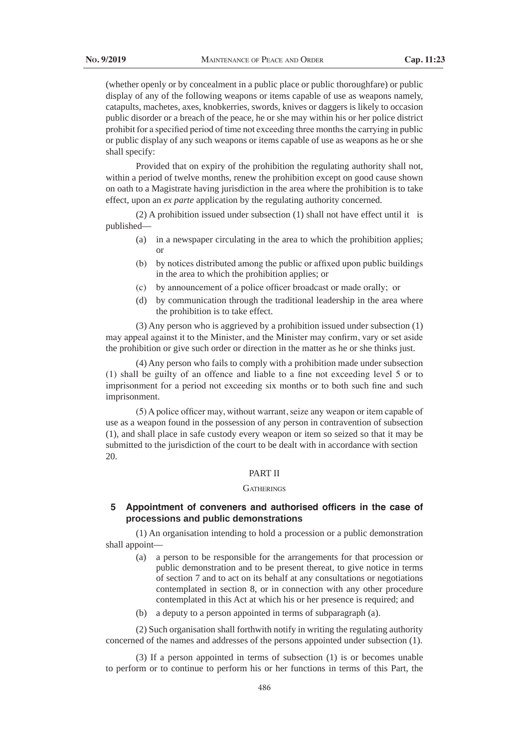(whether openly or by concealment in a public place or public thoroughfare) or public display of any of the following weapons or items capable of use as weapons namely, catapults, machetes, axes, knobkerries, swords, knives or daggers is likely to occasion public disorder or a breach of the peace, he or she may within his or her police district prohibit for a specified period of time not exceeding three months the carrying in public or public display of any such weapons or items capable of use as weapons as he or she shall specify:

Provided that on expiry of the prohibition the regulating authority shall not, within a period of twelve months, renew the prohibition except on good cause shown on oath to a Magistrate having jurisdiction in the area where the prohibition is to take effect, upon an *ex parte* application by the regulating authority concerned.

(2) A prohibition issued under subsection (1) shall not have effect until it is published—

- (a) in a newspaper circulating in the area to which the prohibition applies; or
- (b) by notices distributed among the public or affixed upon public buildings in the area to which the prohibition applies; or
- (c) by announcement of a police officer broadcast or made orally; or
- (d) by communication through the traditional leadership in the area where the prohibition is to take effect.

(3) Any person who is aggrieved by a prohibition issued under subsection (1) may appeal against it to the Minister, and the Minister may confirm, vary or set aside the prohibition or give such order or direction in the matter as he or she thinks just.

(4) Any person who fails to comply with a prohibition made under subsection (1) shall be guilty of an offence and liable to a fine not exceeding level 5 or to imprisonment for a period not exceeding six months or to both such fine and such imprisonment.

(5) A police officer may, without warrant, seize any weapon or item capable of use as a weapon found in the possession of any person in contravention of subsection (1), and shall place in safe custody every weapon or item so seized so that it may be submitted to the jurisdiction of the court to be dealt with in accordance with section 20.

## PART II

## GATHERINGS

### 5 Appointment of conveners and authorised officers in the case of processions and public demonstrations

(1) An organisation intending to hold a procession or a public demonstration shall appoint—

- (a) a person to be responsible for the arrangements for that procession or public demonstration and to be present thereat, to give notice in terms of section 7 and to act on its behalf at any consultations or negotiations contemplated in section 8, or in connection with any other procedure contemplated in this Act at which his or her presence is required; and
- (b) a deputy to a person appointed in terms of subparagraph (a).

(2) Such organisation shall forthwith notify in writing the regulating authority concerned of the names and addresses of the persons appointed under subsection (1).

(3) If a person appointed in terms of subsection (1) is or becomes unable to perform or to continue to perform his or her functions in terms of this Part, the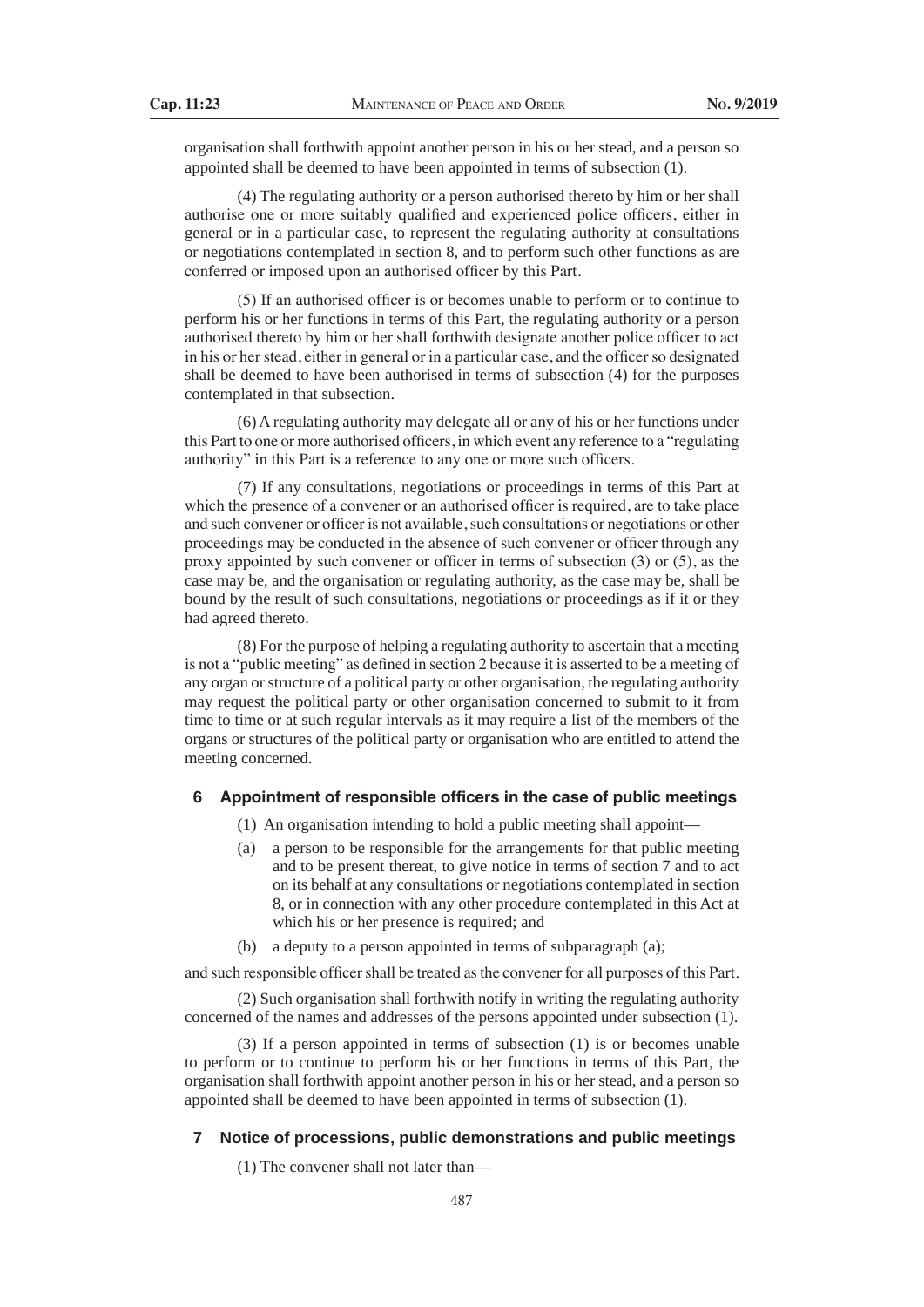organisation shall forthwith appoint another person in his or her stead, and a person so appointed shall be deemed to have been appointed in terms of subsection (1).

(4) The regulating authority or a person authorised thereto by him or her shall authorise one or more suitably qualified and experienced police officers, either in general or in a particular case, to represent the regulating authority at consultations or negotiations contemplated in section 8, and to perform such other functions as are conferred or imposed upon an authorised officer by this Part.

(5) If an authorised officer is or becomes unable to perform or to continue to perform his or her functions in terms of this Part, the regulating authority or a person authorised thereto by him or her shall forthwith designate another police officer to act in his or her stead, either in general or in a particular case, and the officer so designated shall be deemed to have been authorised in terms of subsection (4) for the purposes contemplated in that subsection.

(6) A regulating authority may delegate all or any of his or her functions under this Part to one or more authorised officers, in which event any reference to a "regulating authority" in this Part is a reference to any one or more such officers.

(7) If any consultations, negotiations or proceedings in terms of this Part at which the presence of a convener or an authorised officer is required, are to take place and such convener or officer is not available, such consultations or negotiations or other proceedings may be conducted in the absence of such convener or officer through any proxy appointed by such convener or officer in terms of subsection (3) or (5), as the case may be, and the organisation or regulating authority, as the case may be, shall be bound by the result of such consultations, negotiations or proceedings as if it or they had agreed thereto.

(8) For the purpose of helping a regulating authority to ascertain that a meeting is not a "public meeting" as defined in section 2 because it is asserted to be a meeting of any organ or structure of a political party or other organisation, the regulating authority may request the political party or other organisation concerned to submit to it from time to time or at such regular intervals as it may require a list of the members of the organs or structures of the political party or organisation who are entitled to attend the meeting concerned.

### 6 Appointment of responsible officers in the case of public meetings

(1) An organisation intending to hold a public meeting shall appoint—

(a) a person to be responsible for the arrangements for that public meeting and to be present thereat, to give notice in terms of section 7 and to act on its behalf at any consultations or negotiations contemplated in section 8, or in connection with any other procedure contemplated in this Act at which his or her presence is required; and

(b) a deputy to a person appointed in terms of subparagraph (a);

and such responsible officer shall be treated as the convener for all purposes of this Part.

(2) Such organisation shall forthwith notify in writing the regulating authority concerned of the names and addresses of the persons appointed under subsection (1).

(3) If a person appointed in terms of subsection (1) is or becomes unable to perform or to continue to perform his or her functions in terms of this Part, the organisation shall forthwith appoint another person in his or her stead, and a person so appointed shall be deemed to have been appointed in terms of subsection (1).

### 7 Notice of processions, public demonstrations and public meetings

(1) The convener shall not later than—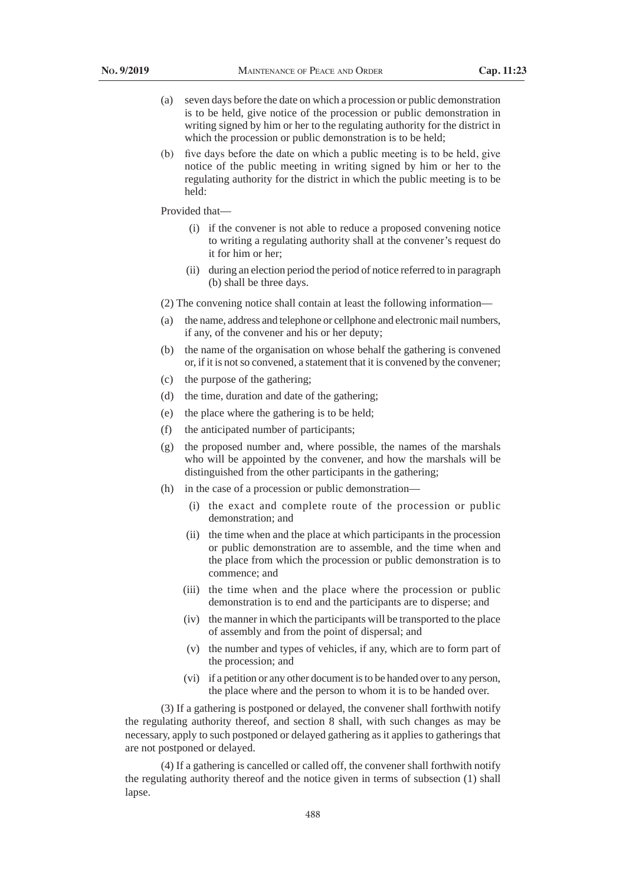(a) seven days before the date on which a procession or public demonstration is to be held, give notice of the procession or public demonstration in writing signed by him or her to the regulating authority for the district in which the procession or public demonstration is to be held;

(b) five days before the date on which a public meeting is to be held, give notice of the public meeting in writing signed by him or her to the regulating authority for the district in which the public meeting is to be held:

Provided that—

(i) if the convener is not able to reduce a proposed convening notice to writing a regulating authority shall at the convener's request do it for him or her;

(ii) during an election period the period of notice referred to in paragraph (b) shall be three days.

(2) The convening notice shall contain at least the following information—

(a) the name, address and telephone or cellphone and electronic mail numbers, if any, of the convener and his or her deputy;

(b) the name of the organisation on whose behalf the gathering is convened or, if it is not so convened, a statement that it is convened by the convener;

(c) the purpose of the gathering;

(d) the time, duration and date of the gathering;

(e) the place where the gathering is to be held;

(f) the anticipated number of participants;

(g) the proposed number and, where possible, the names of the marshals who will be appointed by the convener, and how the marshals will be distinguished from the other participants in the gathering;

(h) in the case of a procession or public demonstration—

(i) the exact and complete route of the procession or public demonstration; and

(ii) the time when and the place at which participants in the procession or public demonstration are to assemble, and the time when and the place from which the procession or public demonstration is to commence; and

(iii) the time when and the place where the procession or public demonstration is to end and the participants are to disperse; and

(iv) the manner in which the participants will be transported to the place of assembly and from the point of dispersal; and

(v) the number and types of vehicles, if any, which are to form part of the procession; and

(vi) if a petition or any other document is to be handed over to any person, the place where and the person to whom it is to be handed over.

(3) If a gathering is postponed or delayed, the convener shall forthwith notify the regulating authority thereof, and section 8 shall, with such changes as may be necessary, apply to such postponed or delayed gathering as it applies to gatherings that are not postponed or delayed.

(4) If a gathering is cancelled or called off, the convener shall forthwith notify the regulating authority thereof and the notice given in terms of subsection (1) shall lapse.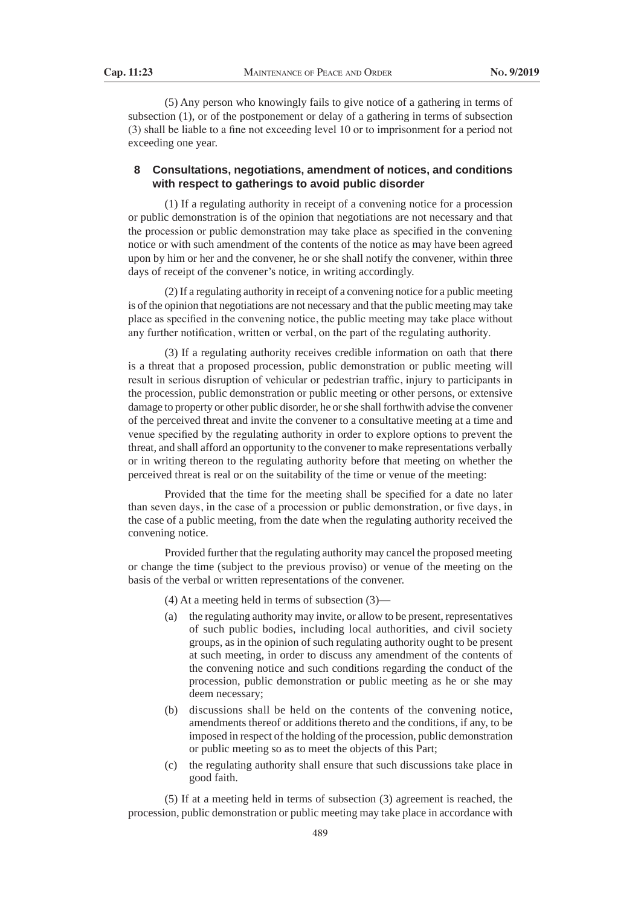(5) Any person who knowingly fails to give notice of a gathering in terms of subsection (1), or of the postponement or delay of a gathering in terms of subsection (3) shall be liable to a fine not exceeding level 10 or to imprisonment for a period not exceeding one year.

### 8 Consultations, negotiations, amendment of notices, and conditions with respect to gatherings to avoid public disorder

(1) If a regulating authority in receipt of a convening notice for a procession or public demonstration is of the opinion that negotiations are not necessary and that the procession or public demonstration may take place as specified in the convening notice or with such amendment of the contents of the notice as may have been agreed upon by him or her and the convener, he or she shall notify the convener, within three days of receipt of the convener's notice, in writing accordingly.

(2) If a regulating authority in receipt of a convening notice for a public meeting is of the opinion that negotiations are not necessary and that the public meeting may take place as specified in the convening notice, the public meeting may take place without any further notification, written or verbal, on the part of the regulating authority.

(3) If a regulating authority receives credible information on oath that there is a threat that a proposed procession, public demonstration or public meeting will result in serious disruption of vehicular or pedestrian traffic, injury to participants in the procession, public demonstration or public meeting or other persons, or extensive damage to property or other public disorder, he or she shall forthwith advise the convener of the perceived threat and invite the convener to a consultative meeting at a time and venue specified by the regulating authority in order to explore options to prevent the threat, and shall afford an opportunity to the convener to make representations verbally or in writing thereon to the regulating authority before that meeting on whether the perceived threat is real or on the suitability of the time or venue of the meeting:

Provided that the time for the meeting shall be specified for a date no later than seven days, in the case of a procession or public demonstration, or five days, in the case of a public meeting, from the date when the regulating authority received the convening notice.

Provided further that the regulating authority may cancel the proposed meeting or change the time (subject to the previous proviso) or venue of the meeting on the basis of the verbal or written representations of the convener.

(4) At a meeting held in terms of subsection (3)—

- (a) the regulating authority may invite, or allow to be present, representatives of such public bodies, including local authorities, and civil society groups, as in the opinion of such regulating authority ought to be present at such meeting, in order to discuss any amendment of the contents of the convening notice and such conditions regarding the conduct of the procession, public demonstration or public meeting as he or she may deem necessary;
- (b) discussions shall be held on the contents of the convening notice, amendments thereof or additions thereto and the conditions, if any, to be imposed in respect of the holding of the procession, public demonstration or public meeting so as to meet the objects of this Part;
- (c) the regulating authority shall ensure that such discussions take place in good faith.

(5) If at a meeting held in terms of subsection (3) agreement is reached, the procession, public demonstration or public meeting may take place in accordance with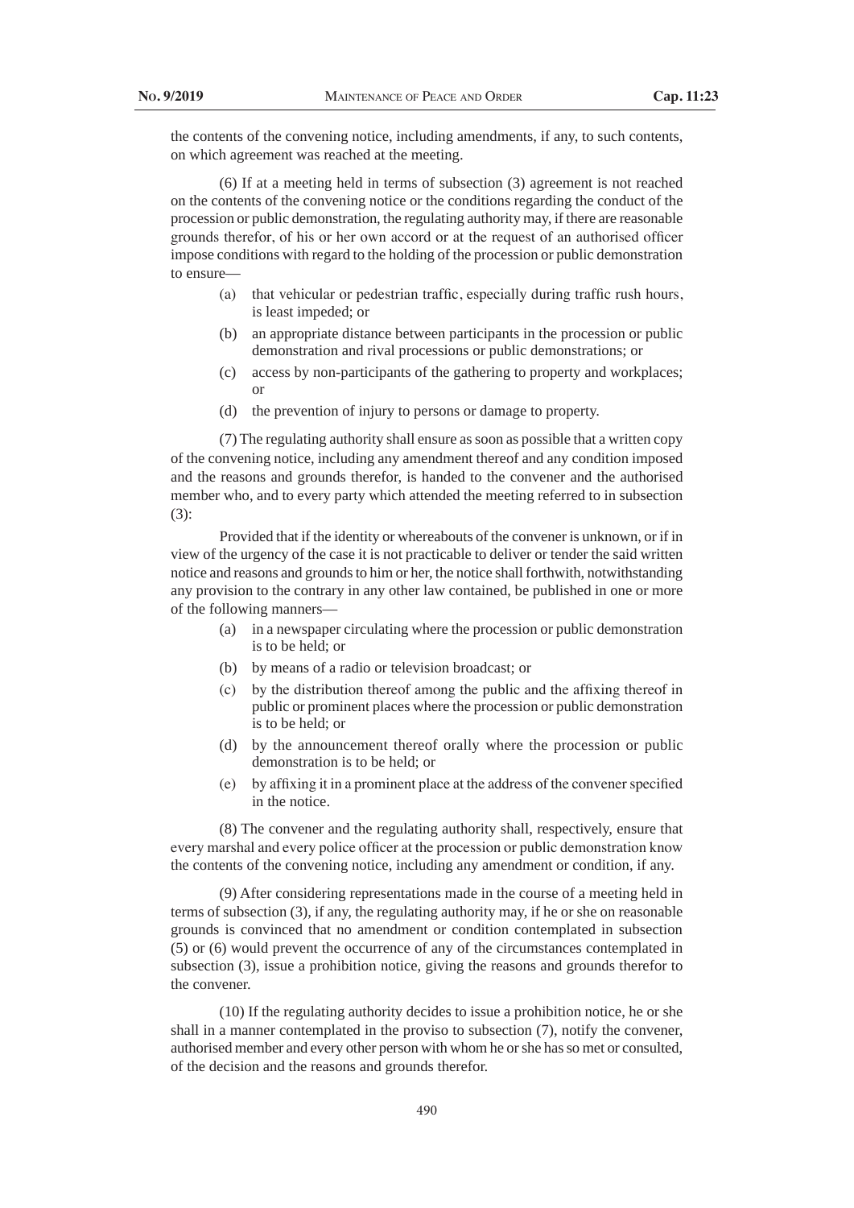the contents of the convening notice, including amendments, if any, to such contents, on which agreement was reached at the meeting.

(6) If at a meeting held in terms of subsection (3) agreement is not reached on the contents of the convening notice or the conditions regarding the conduct of the procession or public demonstration, the regulating authority may, if there are reasonable grounds therefor, of his or her own accord or at the request of an authorised officer impose conditions with regard to the holding of the procession or public demonstration to ensure—

(a) that vehicular or pedestrian traffic, especially during traffic rush hours, is least impeded; or

(b) an appropriate distance between participants in the procession or public demonstration and rival processions or public demonstrations; or

(c) access by non-participants of the gathering to property and workplaces; or

(d) the prevention of injury to persons or damage to property.

(7) The regulating authority shall ensure as soon as possible that a written copy of the convening notice, including any amendment thereof and any condition imposed and the reasons and grounds therefor, is handed to the convener and the authorised member who, and to every party which attended the meeting referred to in subsection (3):

Provided that if the identity or whereabouts of the convener is unknown, or if in view of the urgency of the case it is not practicable to deliver or tender the said written notice and reasons and grounds to him or her, the notice shall forthwith, notwithstanding any provision to the contrary in any other law contained, be published in one or more of the following manners—

(a) in a newspaper circulating where the procession or public demonstration is to be held; or

(b) by means of a radio or television broadcast; or

(c) by the distribution thereof among the public and the affixing thereof in public or prominent places where the procession or public demonstration is to be held; or

(d) by the announcement thereof orally where the procession or public demonstration is to be held; or

(e) by affixing it in a prominent place at the address of the convener specified in the notice.

(8) The convener and the regulating authority shall, respectively, ensure that every marshal and every police officer at the procession or public demonstration know the contents of the convening notice, including any amendment or condition, if any.

(9) After considering representations made in the course of a meeting held in terms of subsection (3), if any, the regulating authority may, if he or she on reasonable grounds is convinced that no amendment or condition contemplated in subsection (5) or (6) would prevent the occurrence of any of the circumstances contemplated in subsection (3), issue a prohibition notice, giving the reasons and grounds therefor to the convener.

(10) If the regulating authority decides to issue a prohibition notice, he or she shall in a manner contemplated in the proviso to subsection (7), notify the convener, authorised member and every other person with whom he or she has so met or consulted, of the decision and the reasons and grounds therefor.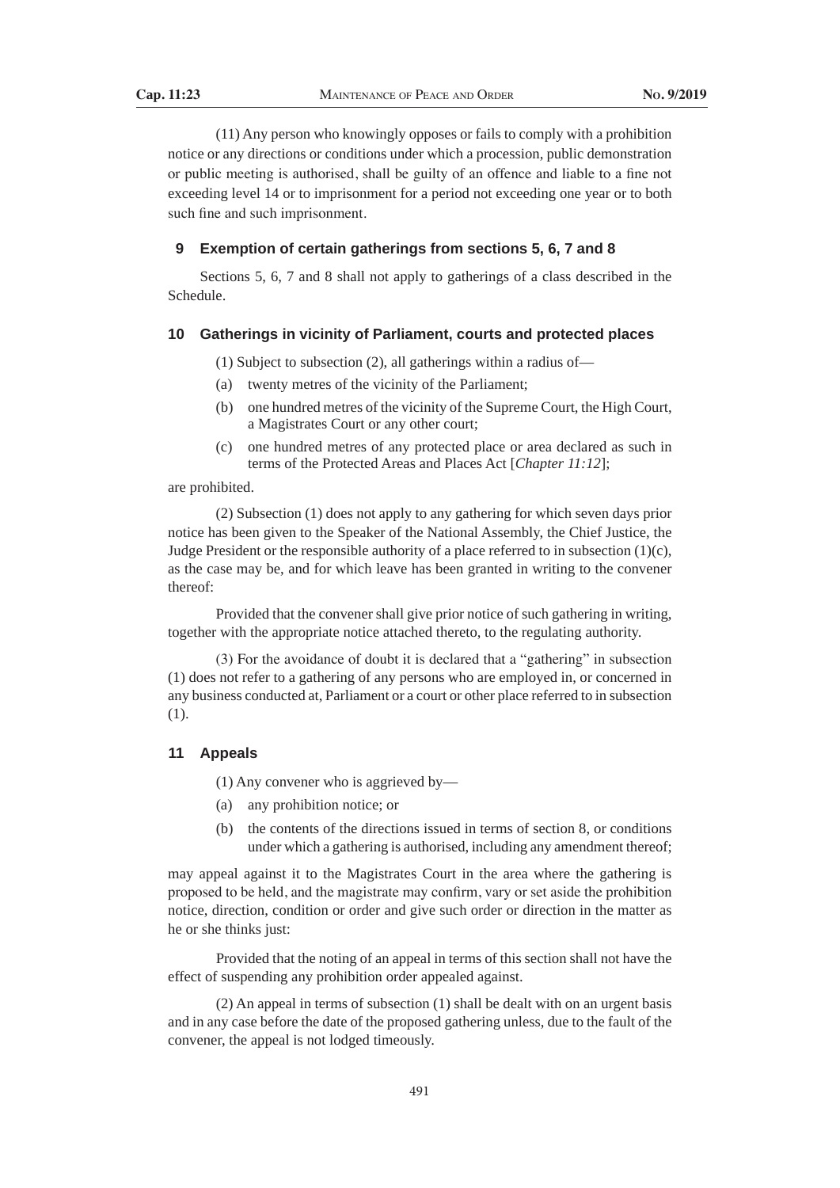(11) Any person who knowingly opposes or fails to comply with a prohibition notice or any directions or conditions under which a procession, public demonstration or public meeting is authorised, shall be guilty of an offence and liable to a fine not exceeding level 14 or to imprisonment for a period not exceeding one year or to both such fine and such imprisonment.

## 9 Exemption of certain gatherings from sections 5, 6, 7 and 8

Sections 5, 6, 7 and 8 shall not apply to gatherings of a class described in the Schedule.

## 10 Gatherings in vicinity of Parliament, courts and protected places

(1) Subject to subsection (2), all gatherings within a radius of—

(a) twenty metres of the vicinity of the Parliament;

(b) one hundred metres of the vicinity of the Supreme Court, the High Court, a Magistrates Court or any other court;

(c) one hundred metres of any protected place or area declared as such in terms of the Protected Areas and Places Act [*Chapter 11:12*];

are prohibited.

(2) Subsection (1) does not apply to any gathering for which seven days prior notice has been given to the Speaker of the National Assembly, the Chief Justice, the Judge President or the responsible authority of a place referred to in subsection (1)(c), as the case may be, and for which leave has been granted in writing to the convener thereof:

Provided that the convener shall give prior notice of such gathering in writing, together with the appropriate notice attached thereto, to the regulating authority.

(3) For the avoidance of doubt it is declared that a "gathering" in subsection (1) does not refer to a gathering of any persons who are employed in, or concerned in any business conducted at, Parliament or a court or other place referred to in subsection (1).

## 11 Appeals

(1) Any convener who is aggrieved by—

(a) any prohibition notice; or

(b) the contents of the directions issued in terms of section 8, or conditions under which a gathering is authorised, including any amendment thereof;

may appeal against it to the Magistrates Court in the area where the gathering is proposed to be held, and the magistrate may confirm, vary or set aside the prohibition notice, direction, condition or order and give such order or direction in the matter as he or she thinks just:

Provided that the noting of an appeal in terms of this section shall not have the effect of suspending any prohibition order appealed against.

(2) An appeal in terms of subsection (1) shall be dealt with on an urgent basis and in any case before the date of the proposed gathering unless, due to the fault of the convener, the appeal is not lodged timeously.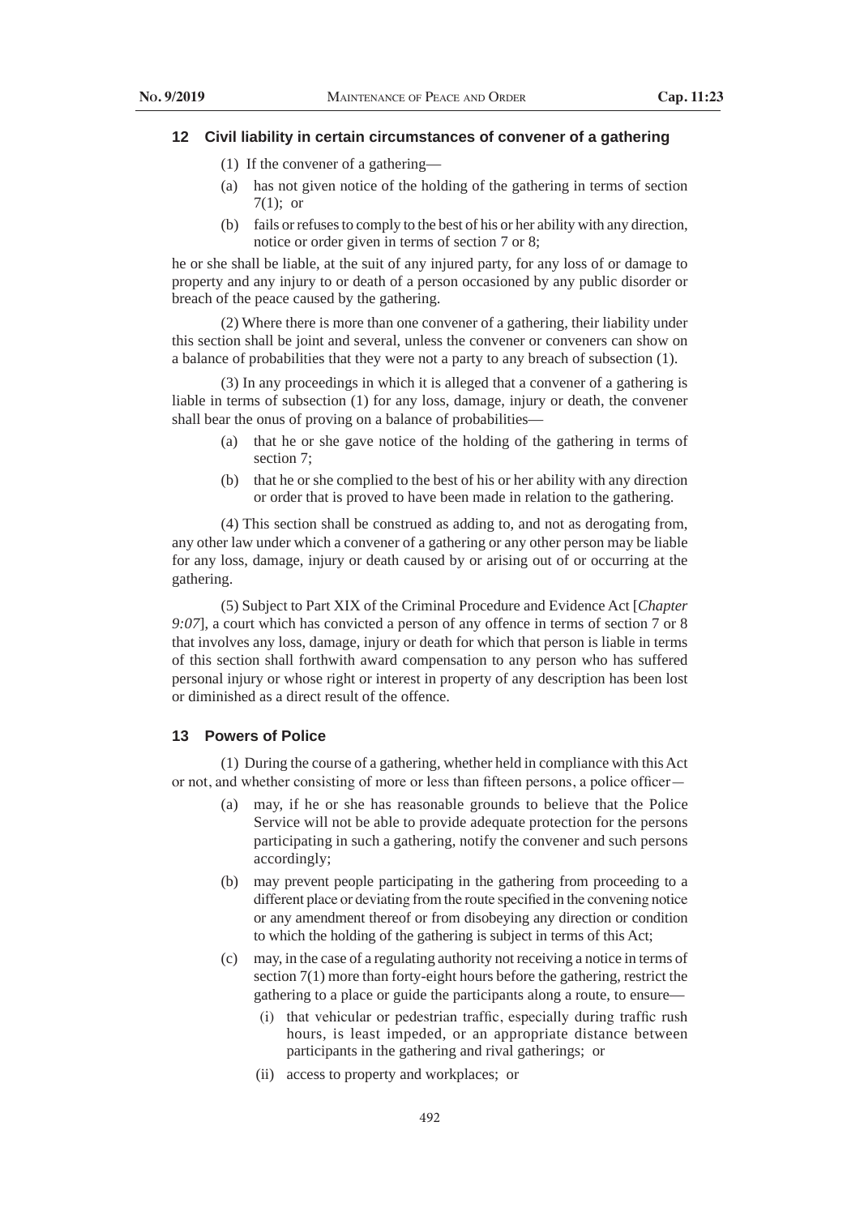## 12 Civil liability in certain circumstances of convener of a gathering

(1) If the convener of a gathering—

(a) has not given notice of the holding of the gathering in terms of section 7(1); or

(b) fails or refuses to comply to the best of his or her ability with any direction, notice or order given in terms of section 7 or 8;

he or she shall be liable, at the suit of any injured party, for any loss of or damage to property and any injury to or death of a person occasioned by any public disorder or breach of the peace caused by the gathering.

(2) Where there is more than one convener of a gathering, their liability under this section shall be joint and several, unless the convener or conveners can show on a balance of probabilities that they were not a party to any breach of subsection (1).

(3) In any proceedings in which it is alleged that a convener of a gathering is liable in terms of subsection (1) for any loss, damage, injury or death, the convener shall bear the onus of proving on a balance of probabilities—

(a) that he or she gave notice of the holding of the gathering in terms of section 7;

(b) that he or she complied to the best of his or her ability with any direction or order that is proved to have been made in relation to the gathering.

(4) This section shall be construed as adding to, and not as derogating from, any other law under which a convener of a gathering or any other person may be liable for any loss, damage, injury or death caused by or arising out of or occurring at the gathering.

(5) Subject to Part XIX of the Criminal Procedure and Evidence Act [*Chapter 9:07*], a court which has convicted a person of any offence in terms of section 7 or 8 that involves any loss, damage, injury or death for which that person is liable in terms of this section shall forthwith award compensation to any person who has suffered personal injury or whose right or interest in property of any description has been lost or diminished as a direct result of the offence.

## 13 Powers of Police

(1) During the course of a gathering, whether held in compliance with this Act or not, and whether consisting of more or less than fifteen persons, a police officer—

(a) may, if he or she has reasonable grounds to believe that the Police Service will not be able to provide adequate protection for the persons participating in such a gathering, notify the convener and such persons accordingly;

(b) may prevent people participating in the gathering from proceeding to a different place or deviating from the route specified in the convening notice or any amendment thereof or from disobeying any direction or condition to which the holding of the gathering is subject in terms of this Act;

(c) may, in the case of a regulating authority not receiving a notice in terms of section 7(1) more than forty-eight hours before the gathering, restrict the gathering to a place or guide the participants along a route, to ensure—

(i) that vehicular or pedestrian traffic, especially during traffic rush hours, is least impeded, or an appropriate distance between participants in the gathering and rival gatherings; or

(ii) access to property and workplaces; or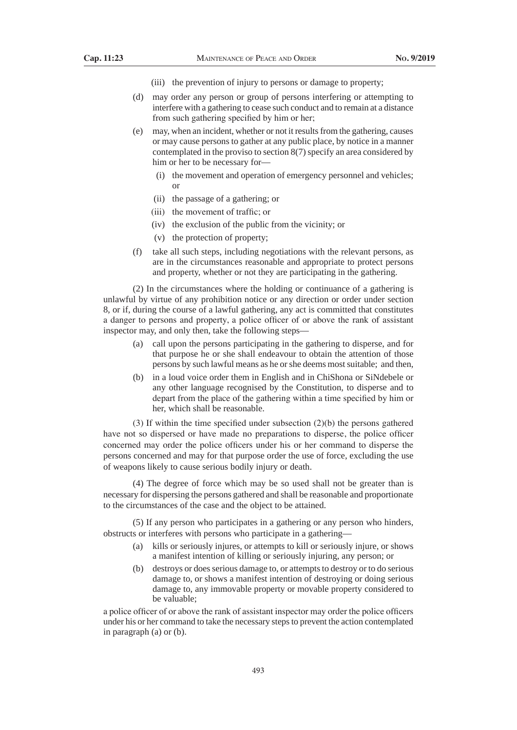(iii) the prevention of injury to persons or damage to property;

(d) may order any person or group of persons interfering or attempting to interfere with a gathering to cease such conduct and to remain at a distance from such gathering specified by him or her;

(e) may, when an incident, whether or not it results from the gathering, causes or may cause persons to gather at any public place, by notice in a manner contemplated in the proviso to section 8(7) specify an area considered by him or her to be necessary for—

  (i) the movement and operation of emergency personnel and vehicles; or

  (ii) the passage of a gathering; or

  (iii) the movement of traffic; or

  (iv) the exclusion of the public from the vicinity; or

  (v) the protection of property;

(f) take all such steps, including negotiations with the relevant persons, as are in the circumstances reasonable and appropriate to protect persons and property, whether or not they are participating in the gathering.

(2) In the circumstances where the holding or continuance of a gathering is unlawful by virtue of any prohibition notice or any direction or order under section 8, or if, during the course of a lawful gathering, any act is committed that constitutes a danger to persons and property, a police officer of or above the rank of assistant inspector may, and only then, take the following steps—

(a) call upon the persons participating in the gathering to disperse, and for that purpose he or she shall endeavour to obtain the attention of those persons by such lawful means as he or she deems most suitable; and then,

(b) in a loud voice order them in English and in ChiShona or SiNdebele or any other language recognised by the Constitution, to disperse and to depart from the place of the gathering within a time specified by him or her, which shall be reasonable.

(3) If within the time specified under subsection (2)(b) the persons gathered have not so dispersed or have made no preparations to disperse, the police officer concerned may order the police officers under his or her command to disperse the persons concerned and may for that purpose order the use of force, excluding the use of weapons likely to cause serious bodily injury or death.

(4) The degree of force which may be so used shall not be greater than is necessary for dispersing the persons gathered and shall be reasonable and proportionate to the circumstances of the case and the object to be attained.

(5) If any person who participates in a gathering or any person who hinders, obstructs or interferes with persons who participate in a gathering—

(a) kills or seriously injures, or attempts to kill or seriously injure, or shows a manifest intention of killing or seriously injuring, any person; or

(b) destroys or does serious damage to, or attempts to destroy or to do serious damage to, or shows a manifest intention of destroying or doing serious damage to, any immovable property or movable property considered to be valuable;

a police officer of or above the rank of assistant inspector may order the police officers under his or her command to take the necessary steps to prevent the action contemplated in paragraph (a) or (b).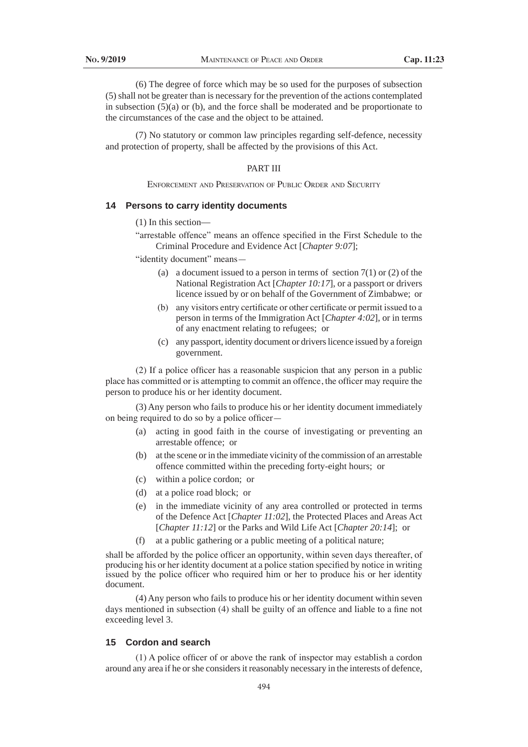(6) The degree of force which may be so used for the purposes of subsection (5) shall not be greater than is necessary for the prevention of the actions contemplated in subsection (5)(a) or (b), and the force shall be moderated and be proportionate to the circumstances of the case and the object to be attained.

(7) No statutory or common law principles regarding self-defence, necessity and protection of property, shall be affected by the provisions of this Act.

PART III

ENFORCEMENT AND PRESERVATION OF PUBLIC ORDER AND SECURITY

### 14 Persons to carry identity documents

(1) In this section—

"arrestable offence" means an offence specified in the First Schedule to the Criminal Procedure and Evidence Act [*Chapter 9:07*];

"identity document" means—

- (a) a document issued to a person in terms of section 7(1) or (2) of the National Registration Act [*Chapter 10:17*], or a passport or drivers licence issued by or on behalf of the Government of Zimbabwe; or
- (b) any visitors entry certificate or other certificate or permit issued to a person in terms of the Immigration Act [*Chapter 4:02*], or in terms of any enactment relating to refugees; or
- (c) any passport, identity document or drivers licence issued by a foreign government.

(2) If a police officer has a reasonable suspicion that any person in a public place has committed or is attempting to commit an offence, the officer may require the person to produce his or her identity document.

(3) Any person who fails to produce his or her identity document immediately on being required to do so by a police officer—

- (a) acting in good faith in the course of investigating or preventing an arrestable offence; or
- (b) at the scene or in the immediate vicinity of the commission of an arrestable offence committed within the preceding forty-eight hours; or
- (c) within a police cordon; or
- (d) at a police road block; or
- (e) in the immediate vicinity of any area controlled or protected in terms of the Defence Act [*Chapter 11:02*], the Protected Places and Areas Act [*Chapter 11:12*] or the Parks and Wild Life Act [*Chapter 20:14*]; or
- (f) at a public gathering or a public meeting of a political nature;

shall be afforded by the police officer an opportunity, within seven days thereafter, of producing his or her identity document at a police station specified by notice in writing issued by the police officer who required him or her to produce his or her identity document.

(4) Any person who fails to produce his or her identity document within seven days mentioned in subsection (4) shall be guilty of an offence and liable to a fine not exceeding level 3.

### 15 Cordon and search

(1) A police officer of or above the rank of inspector may establish a cordon around any area if he or she considers it reasonably necessary in the interests of defence,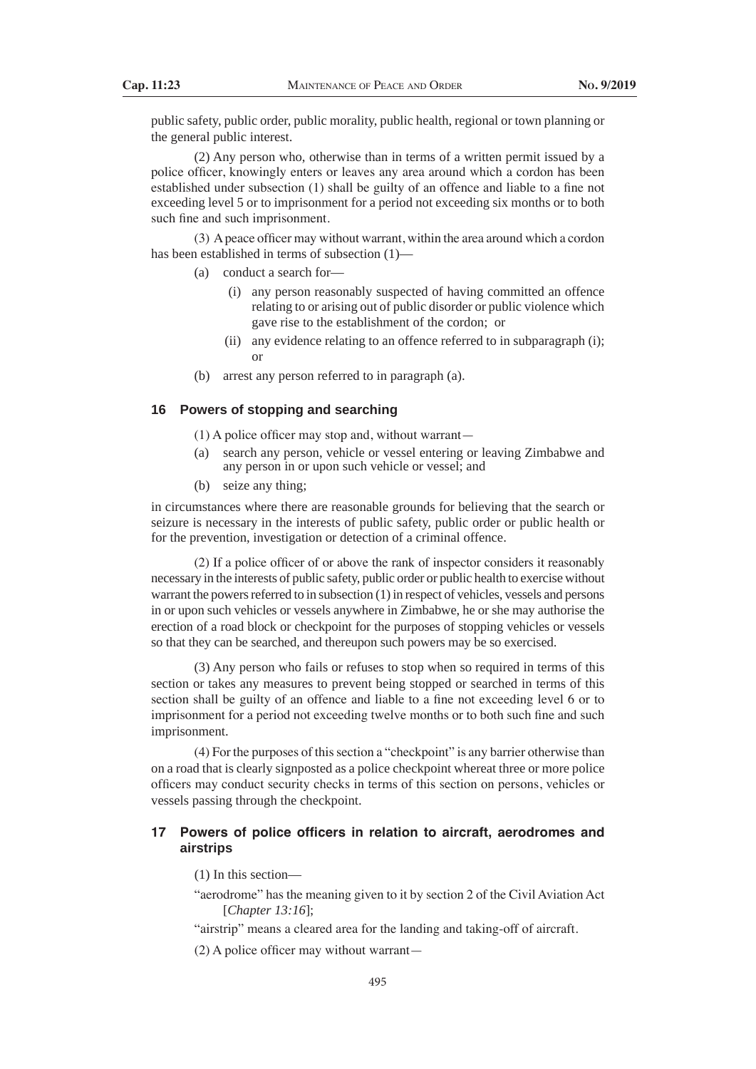public safety, public order, public morality, public health, regional or town planning or the general public interest.

(2) Any person who, otherwise than in terms of a written permit issued by a police officer, knowingly enters or leaves any area around which a cordon has been established under subsection (1) shall be guilty of an offence and liable to a fine not exceeding level 5 or to imprisonment for a period not exceeding six months or to both such fine and such imprisonment.

(3) A peace officer may without warrant, within the area around which a cordon has been established in terms of subsection (1)—

- (a) conduct a search for—
  - (i) any person reasonably suspected of having committed an offence relating to or arising out of public disorder or public violence which gave rise to the establishment of the cordon; or
  - (ii) any evidence relating to an offence referred to in subparagraph (i); or
- (b) arrest any person referred to in paragraph (a).

## 16 Powers of stopping and searching

(1) A police officer may stop and, without warrant—

- (a) search any person, vehicle or vessel entering or leaving Zimbabwe and any person in or upon such vehicle or vessel; and
- (b) seize any thing;

in circumstances where there are reasonable grounds for believing that the search or seizure is necessary in the interests of public safety, public order or public health or for the prevention, investigation or detection of a criminal offence.

(2) If a police officer of or above the rank of inspector considers it reasonably necessary in the interests of public safety, public order or public health to exercise without warrant the powers referred to in subsection (1) in respect of vehicles, vessels and persons in or upon such vehicles or vessels anywhere in Zimbabwe, he or she may authorise the erection of a road block or checkpoint for the purposes of stopping vehicles or vessels so that they can be searched, and thereupon such powers may be so exercised.

(3) Any person who fails or refuses to stop when so required in terms of this section or takes any measures to prevent being stopped or searched in terms of this section shall be guilty of an offence and liable to a fine not exceeding level 6 or to imprisonment for a period not exceeding twelve months or to both such fine and such imprisonment.

(4) For the purposes of this section a "checkpoint" is any barrier otherwise than on a road that is clearly signposted as a police checkpoint whereat three or more police officers may conduct security checks in terms of this section on persons, vehicles or vessels passing through the checkpoint.

## 17 Powers of police officers in relation to aircraft, aerodromes and airstrips

(1) In this section—

"aerodrome" has the meaning given to it by section 2 of the Civil Aviation Act [*Chapter 13:16*];

"airstrip" means a cleared area for the landing and taking-off of aircraft.

(2) A police officer may without warrant—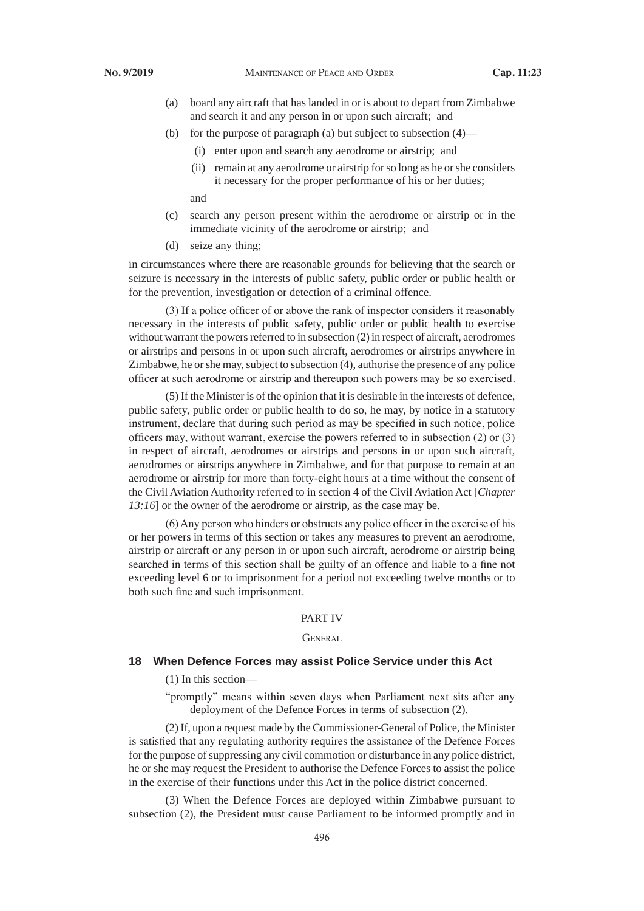(a) board any aircraft that has landed in or is about to depart from Zimbabwe and search it and any person in or upon such aircraft; and

(b) for the purpose of paragraph (a) but subject to subsection (4)—

   (i) enter upon and search any aerodrome or airstrip; and

   (ii) remain at any aerodrome or airstrip for so long as he or she considers it necessary for the proper performance of his or her duties;

   and

(c) search any person present within the aerodrome or airstrip or in the immediate vicinity of the aerodrome or airstrip; and

(d) seize any thing;

in circumstances where there are reasonable grounds for believing that the search or seizure is necessary in the interests of public safety, public order or public health or for the prevention, investigation or detection of a criminal offence.

(3) If a police officer of or above the rank of inspector considers it reasonably necessary in the interests of public safety, public order or public health to exercise without warrant the powers referred to in subsection (2) in respect of aircraft, aerodromes or airstrips and persons in or upon such aircraft, aerodromes or airstrips anywhere in Zimbabwe, he or she may, subject to subsection (4), authorise the presence of any police officer at such aerodrome or airstrip and thereupon such powers may be so exercised.

(5) If the Minister is of the opinion that it is desirable in the interests of defence, public safety, public order or public health to do so, he may, by notice in a statutory instrument, declare that during such period as may be specified in such notice, police officers may, without warrant, exercise the powers referred to in subsection (2) or (3) in respect of aircraft, aerodromes or airstrips and persons in or upon such aircraft, aerodromes or airstrips anywhere in Zimbabwe, and for that purpose to remain at an aerodrome or airstrip for more than forty-eight hours at a time without the consent of the Civil Aviation Authority referred to in section 4 of the Civil Aviation Act [*Chapter 13:16*] or the owner of the aerodrome or airstrip, as the case may be.

(6) Any person who hinders or obstructs any police officer in the exercise of his or her powers in terms of this section or takes any measures to prevent an aerodrome, airstrip or aircraft or any person in or upon such aircraft, aerodrome or airstrip being searched in terms of this section shall be guilty of an offence and liable to a fine not exceeding level 6 or to imprisonment for a period not exceeding twelve months or to both such fine and such imprisonment.

## PART IV

## GENERAL

### 18 When Defence Forces may assist Police Service under this Act

(1) In this section—

"promptly" means within seven days when Parliament next sits after any deployment of the Defence Forces in terms of subsection (2).

(2) If, upon a request made by the Commissioner-General of Police, the Minister is satisfied that any regulating authority requires the assistance of the Defence Forces for the purpose of suppressing any civil commotion or disturbance in any police district, he or she may request the President to authorise the Defence Forces to assist the police in the exercise of their functions under this Act in the police district concerned.

(3) When the Defence Forces are deployed within Zimbabwe pursuant to subsection (2), the President must cause Parliament to be informed promptly and in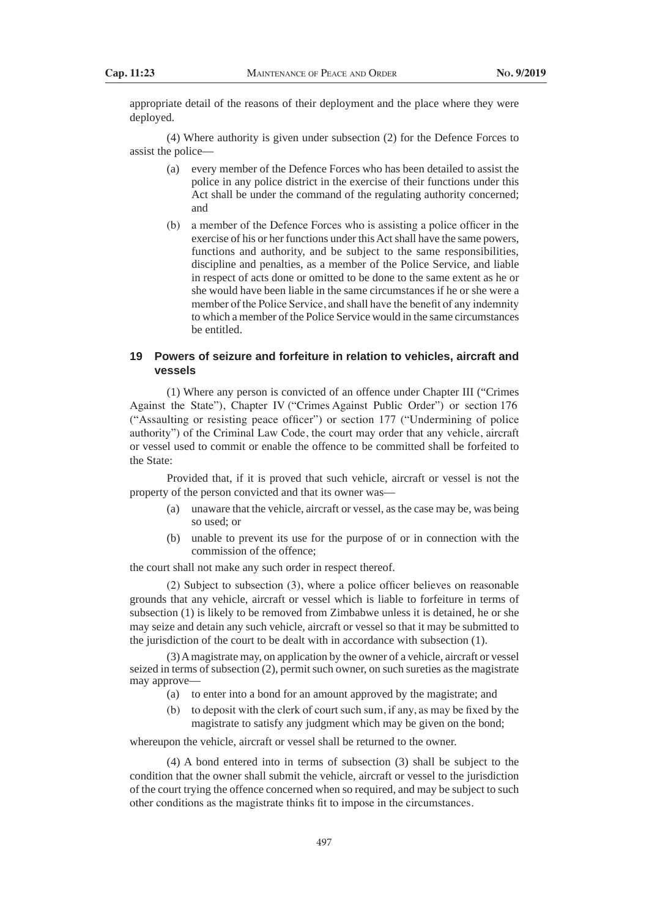appropriate detail of the reasons of their deployment and the place where they were deployed.

(4) Where authority is given under subsection (2) for the Defence Forces to assist the police—

(a) every member of the Defence Forces who has been detailed to assist the police in any police district in the exercise of their functions under this Act shall be under the command of the regulating authority concerned; and

(b) a member of the Defence Forces who is assisting a police officer in the exercise of his or her functions under this Act shall have the same powers, functions and authority, and be subject to the same responsibilities, discipline and penalties, as a member of the Police Service, and liable in respect of acts done or omitted to be done to the same extent as he or she would have been liable in the same circumstances if he or she were a member of the Police Service, and shall have the benefit of any indemnity to which a member of the Police Service would in the same circumstances be entitled.

### 19 Powers of seizure and forfeiture in relation to vehicles, aircraft and vessels

(1) Where any person is convicted of an offence under Chapter III ("Crimes Against the State"), Chapter IV ("Crimes Against Public Order") or section 176 ("Assaulting or resisting peace officer") or section 177 ("Undermining of police authority") of the Criminal Law Code, the court may order that any vehicle, aircraft or vessel used to commit or enable the offence to be committed shall be forfeited to the State:

Provided that, if it is proved that such vehicle, aircraft or vessel is not the property of the person convicted and that its owner was—

(a) unaware that the vehicle, aircraft or vessel, as the case may be, was being so used; or

(b) unable to prevent its use for the purpose of or in connection with the commission of the offence;

the court shall not make any such order in respect thereof.

(2) Subject to subsection (3), where a police officer believes on reasonable grounds that any vehicle, aircraft or vessel which is liable to forfeiture in terms of subsection (1) is likely to be removed from Zimbabwe unless it is detained, he or she may seize and detain any such vehicle, aircraft or vessel so that it may be submitted to the jurisdiction of the court to be dealt with in accordance with subsection (1).

(3) A magistrate may, on application by the owner of a vehicle, aircraft or vessel seized in terms of subsection (2), permit such owner, on such sureties as the magistrate may approve—

(a) to enter into a bond for an amount approved by the magistrate; and

(b) to deposit with the clerk of court such sum, if any, as may be fixed by the magistrate to satisfy any judgment which may be given on the bond;

whereupon the vehicle, aircraft or vessel shall be returned to the owner.

(4) A bond entered into in terms of subsection (3) shall be subject to the condition that the owner shall submit the vehicle, aircraft or vessel to the jurisdiction of the court trying the offence concerned when so required, and may be subject to such other conditions as the magistrate thinks fit to impose in the circumstances.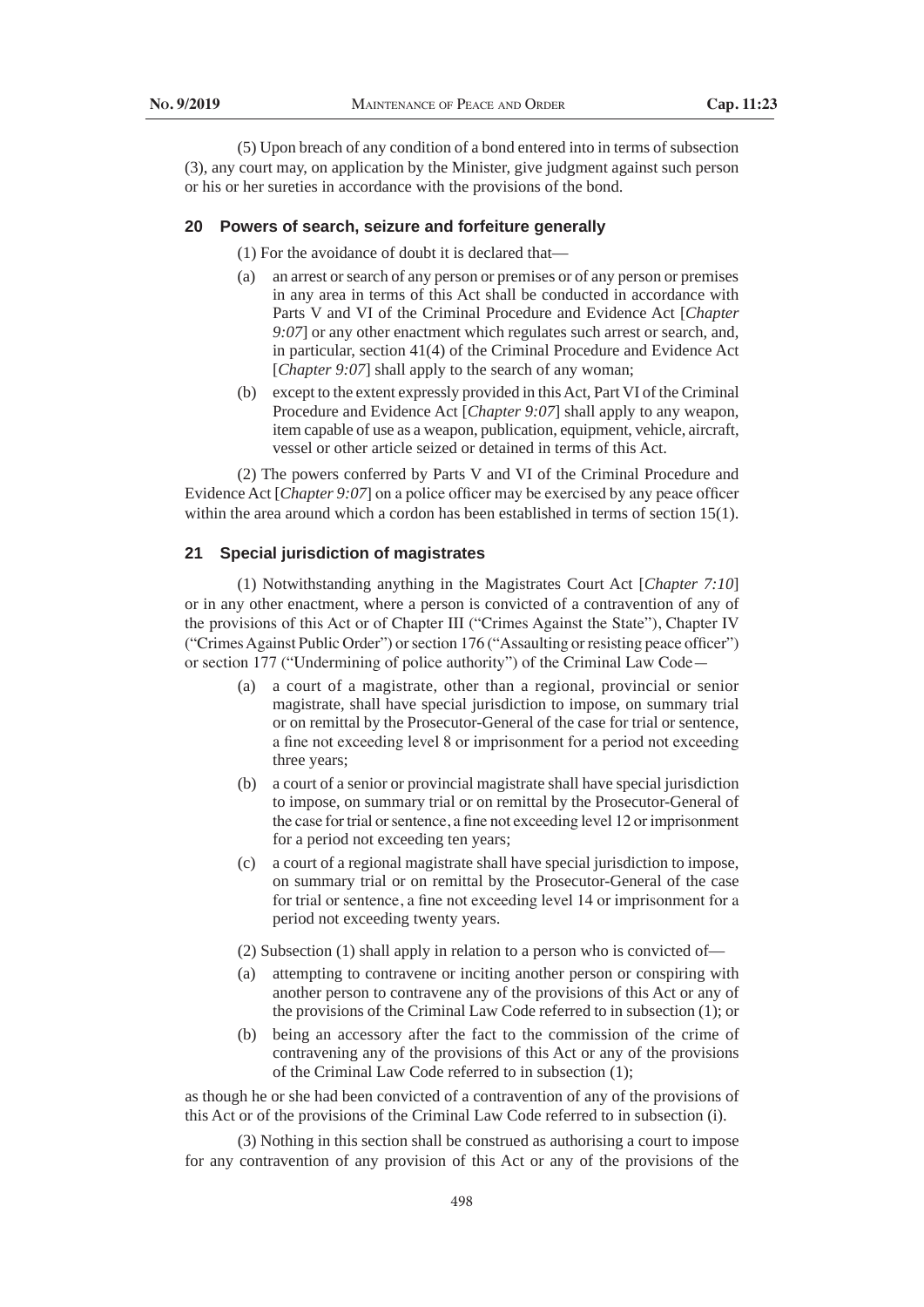(5) Upon breach of any condition of a bond entered into in terms of subsection (3), any court may, on application by the Minister, give judgment against such person or his or her sureties in accordance with the provisions of the bond.

### 20 Powers of search, seizure and forfeiture generally

(1) For the avoidance of doubt it is declared that—

(a) an arrest or search of any person or premises or of any person or premises in any area in terms of this Act shall be conducted in accordance with Parts V and VI of the Criminal Procedure and Evidence Act [*Chapter 9:07*] or any other enactment which regulates such arrest or search, and, in particular, section 41(4) of the Criminal Procedure and Evidence Act [*Chapter 9:07*] shall apply to the search of any woman;

(b) except to the extent expressly provided in this Act, Part VI of the Criminal Procedure and Evidence Act [*Chapter 9:07*] shall apply to any weapon, item capable of use as a weapon, publication, equipment, vehicle, aircraft, vessel or other article seized or detained in terms of this Act.

(2) The powers conferred by Parts V and VI of the Criminal Procedure and Evidence Act [*Chapter 9:07*] on a police officer may be exercised by any peace officer within the area around which a cordon has been established in terms of section 15(1).

### 21 Special jurisdiction of magistrates

(1) Notwithstanding anything in the Magistrates Court Act [*Chapter 7:10*] or in any other enactment, where a person is convicted of a contravention of any of the provisions of this Act or of Chapter III ("Crimes Against the State"), Chapter IV ("Crimes Against Public Order") or section 176 ("Assaulting or resisting peace officer") or section 177 ("Undermining of police authority") of the Criminal Law Code—

(a) a court of a magistrate, other than a regional, provincial or senior magistrate, shall have special jurisdiction to impose, on summary trial or on remittal by the Prosecutor-General of the case for trial or sentence, a fine not exceeding level 8 or imprisonment for a period not exceeding three years;

(b) a court of a senior or provincial magistrate shall have special jurisdiction to impose, on summary trial or on remittal by the Prosecutor-General of the case for trial or sentence, a fine not exceeding level 12 or imprisonment for a period not exceeding ten years;

(c) a court of a regional magistrate shall have special jurisdiction to impose, on summary trial or on remittal by the Prosecutor-General of the case for trial or sentence, a fine not exceeding level 14 or imprisonment for a period not exceeding twenty years.

(2) Subsection (1) shall apply in relation to a person who is convicted of—

(a) attempting to contravene or inciting another person or conspiring with another person to contravene any of the provisions of this Act or any of the provisions of the Criminal Law Code referred to in subsection (1); or

(b) being an accessory after the fact to the commission of the crime of contravening any of the provisions of this Act or any of the provisions of the Criminal Law Code referred to in subsection (1);

as though he or she had been convicted of a contravention of any of the provisions of this Act or of the provisions of the Criminal Law Code referred to in subsection (i).

(3) Nothing in this section shall be construed as authorising a court to impose for any contravention of any provision of this Act or any of the provisions of the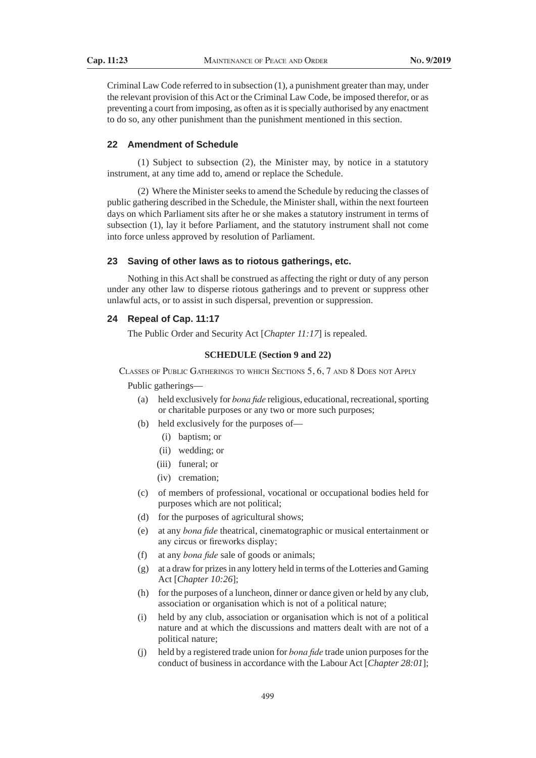Criminal Law Code referred to in subsection (1), a punishment greater than may, under the relevant provision of this Act or the Criminal Law Code, be imposed therefor, or as preventing a court from imposing, as often as it is specially authorised by any enactment to do so, any other punishment than the punishment mentioned in this section.

### 22 Amendment of Schedule

(1) Subject to subsection (2), the Minister may, by notice in a statutory instrument, at any time add to, amend or replace the Schedule.

(2) Where the Minister seeks to amend the Schedule by reducing the classes of public gathering described in the Schedule, the Minister shall, within the next fourteen days on which Parliament sits after he or she makes a statutory instrument in terms of subsection (1), lay it before Parliament, and the statutory instrument shall not come into force unless approved by resolution of Parliament.

### 23 Saving of other laws as to riotous gatherings, etc.

Nothing in this Act shall be construed as affecting the right or duty of any person under any other law to disperse riotous gatherings and to prevent or suppress other unlawful acts, or to assist in such dispersal, prevention or suppression.

### 24 Repeal of Cap. 11:17

The Public Order and Security Act [*Chapter 11:17*] is repealed.

## SCHEDULE (Section 9 and 22)

CLASSES OF PUBLIC GATHERINGS TO WHICH SECTIONS 5, 6, 7 AND 8 DOES NOT APPLY

Public gatherings—

(a) held exclusively for *bona fide* religious, educational, recreational, sporting or charitable purposes or any two or more such purposes;

(b) held exclusively for the purposes of—

  (i) baptism; or

  (ii) wedding; or

  (iii) funeral; or

  (iv) cremation;

(c) of members of professional, vocational or occupational bodies held for purposes which are not political;

(d) for the purposes of agricultural shows;

(e) at any *bona fide* theatrical, cinematographic or musical entertainment or any circus or fireworks display;

(f) at any *bona fide* sale of goods or animals;

(g) at a draw for prizes in any lottery held in terms of the Lotteries and Gaming Act [*Chapter 10:26*];

(h) for the purposes of a luncheon, dinner or dance given or held by any club, association or organisation which is not of a political nature;

(i) held by any club, association or organisation which is not of a political nature and at which the discussions and matters dealt with are not of a political nature;

(j) held by a registered trade union for *bona fide* trade union purposes for the conduct of business in accordance with the Labour Act [*Chapter 28:01*];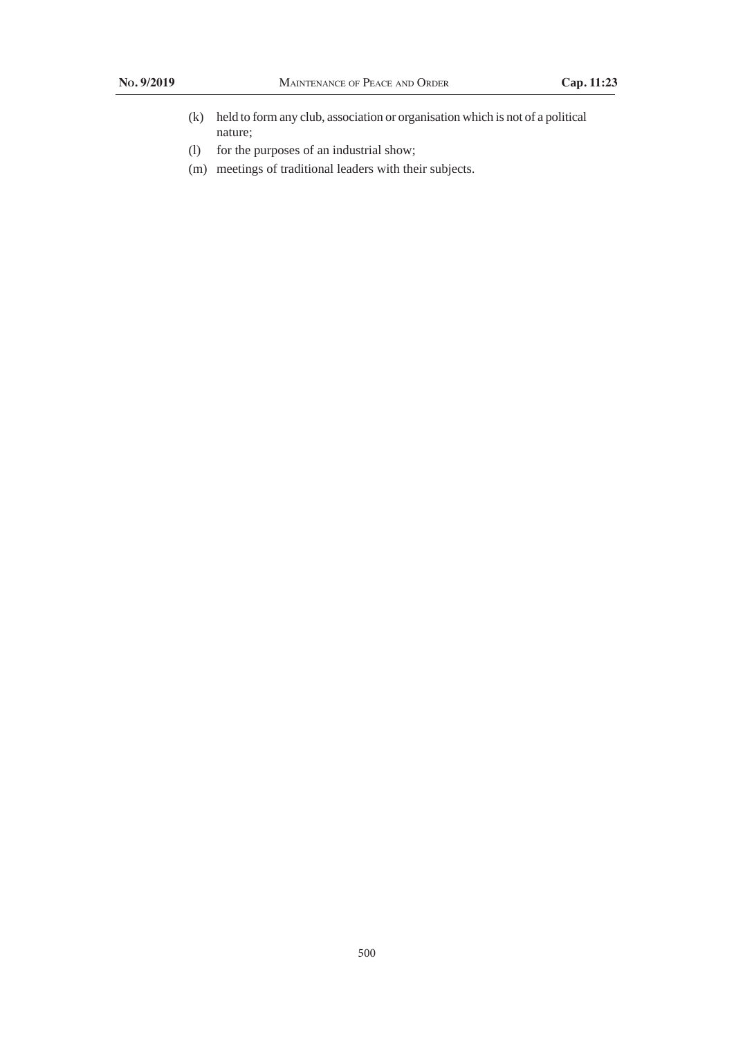(k) held to form any club, association or organisation which is not of a political nature;

(l) for the purposes of an industrial show;

(m) meetings of traditional leaders with their subjects.